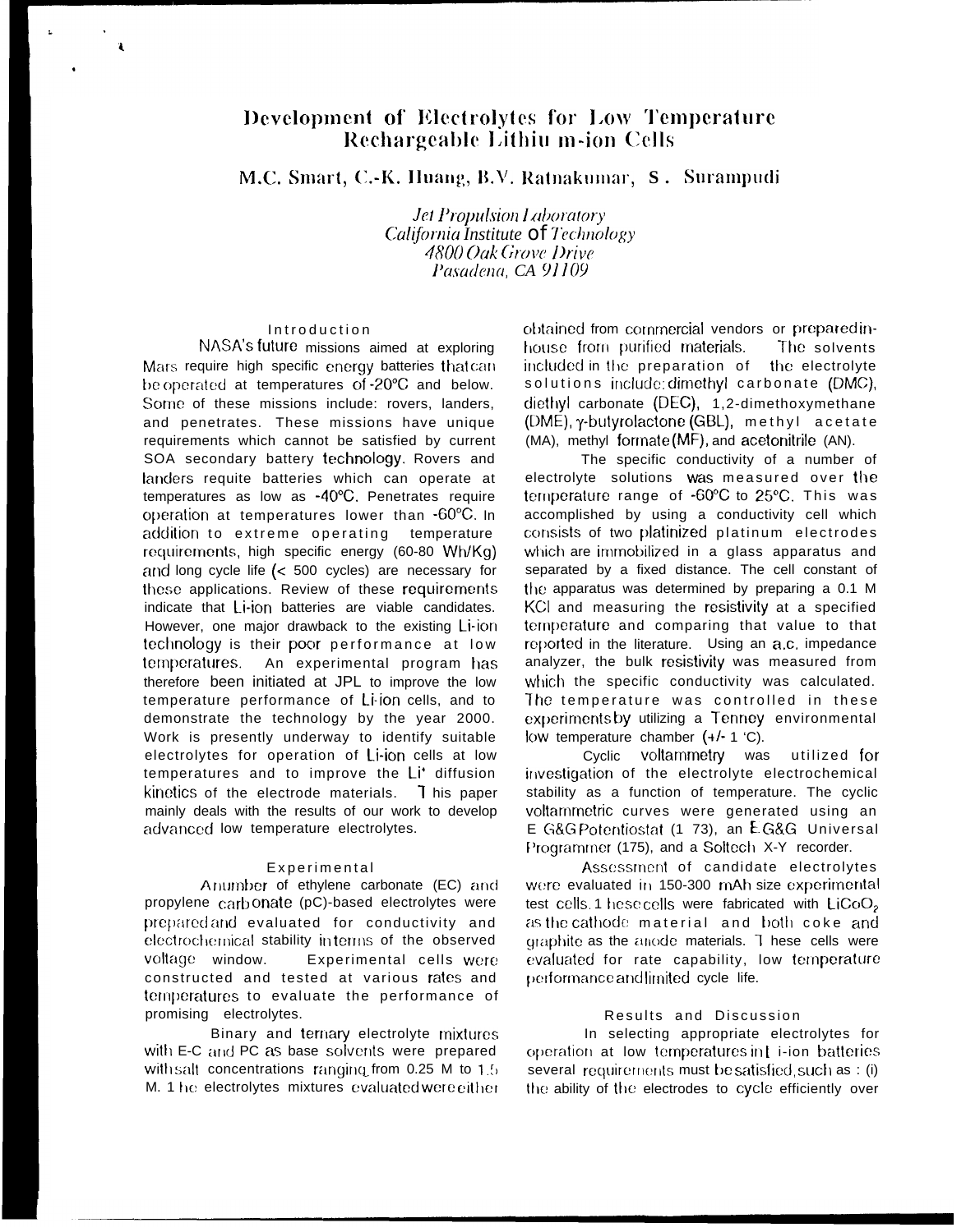# Development of Electrolytes for Low Temperature Rechargeable Lithiu m-ion Cells

**M.C. Smart, C.-K. Huang, B.V. Ratnakumar, S. Surampudi**

*Jet Propulsion Laboratory*
*California Institute of Technology*
*4800 Oak Grove Drive*
*Pasadena, CA 91109*

## Introduction

NASA's future missions aimed at exploring Mars require high specific energy batteries that can be operated at temperatures of -20°C and below. Some of these missions include: rovers, landers, and penetrates. These missions have unique requirements which cannot be satisfied by current SOA secondary battery technology. Rovers and landers requite batteries which can operate at temperatures as low as -40°C. Penetrates require operation at temperatures lower than -60°C. In addition to extreme operating temperature requirements, high specific energy (60-80 Wh/Kg) and long cycle life (< 500 cycles) are necessary for these applications. Review of these requirements indicate that Li-ion batteries are viable candidates. However, one major drawback to the existing Li-ion technology is their poor performance at low temperatures. An experimental program has therefore been initiated at JPL to improve the low temperature performance of Li-ion cells, and to demonstrate the technology by the year 2000. Work is presently underway to identify suitable electrolytes for operation of Li-ion cells at low temperatures and to improve the $Li^+$ diffusion kinetics of the electrode materials. This paper mainly deals with the results of our work to develop advanced low temperature electrolytes.

## Experimental

A number of ethylene carbonate (EC) and propylene carbonate (pC)-based electrolytes were prepared and evaluated for conductivity and electrochemical stability in terms of the observed voltage window. Experimental cells were constructed and tested at various rates and temperatures to evaluate the performance of promising electrolytes.

Binary and ternary electrolyte mixtures with E-C and PC as base solvents were prepared with salt concentrations ranging from 0.25 M to 1.5 M. The electrolytes mixtures evaluated were either obtained from commercial vendors or prepared in-house from purified materials. The solvents included in the preparation of the electrolyte solutions include: dimethyl carbonate (DMC), diethyl carbonate (DEC), 1,2-dimethoxymethane (DME), γ-butyrolactone (GBL), methyl acetate (MA), methyl formate (MF), and acetonitrile (AN).

The specific conductivity of a number of electrolyte solutions was measured over the temperature range of -60°C to 25°C. This was accomplished by using a conductivity cell which consists of two platinized platinum electrodes which are immobilized in a glass apparatus and separated by a fixed distance. The cell constant of the apparatus was determined by preparing a 0.1 M KCl and measuring the resistivity at a specified temperature and comparing that value to that reported in the literature. Using an a.c. impedance analyzer, the bulk resistivity was measured from which the specific conductivity was calculated. The temperature was controlled in these experiments by utilizing a Tenney environmental low temperature chamber (+/- 1 °C).

Cyclic voltammetry was utilized for investigation of the electrolyte electrochemical stability as a function of temperature. The cyclic voltammetric curves were generated using an EG&G Potentiostat (173), an EG&G Universal Programmer (175), and a Soltech X-Y recorder.

Assessment of candidate electrolytes were evaluated in 150-300 mAh size experimental test cells. These cells were fabricated with $LiCoO_2$ as the cathode material and both coke and graphite as the anode materials. These cells were evaluated for rate capability, low temperature performance and limited cycle life.

## Results and Discussion

In selecting appropriate electrolytes for operation at low temperatures in Li-ion batteries several requirements must be satisfied, such as : (i) the ability of the electrodes to cycle efficiently over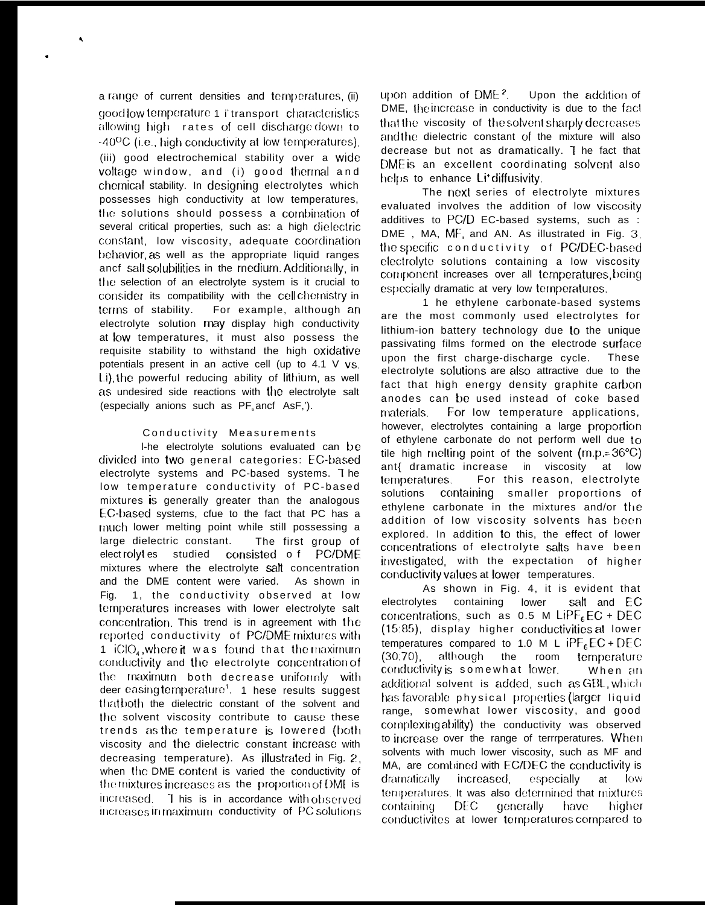a range of current densities and temperatures, (ii) good low temperature $Li^+$ transport characteristics allowing high rates of cell discharge down to -40°C (i.e., high conductivity at low temperatures), (iii) good electrochemical stability over a wide voltage window, and (i) good thermal and chemical stability. In designing electrolytes which possesses high conductivity at low temperatures, the solutions should possess a combination of several critical properties, such as: a high dielectric constant, low viscosity, adequate coordination behavior, as well as the appropriate liquid ranges and salt solubilities in the medium. Additionally, in the selection of an electrolyte system is it crucial to consider its compatibility with the cell chemistry in terms of stability. For example, although an electrolyte solution may display high conductivity at low temperatures, it must also possess the requisite stability to withstand the high oxidative potentials present in an active cell (up to 4.1 V vs. Li), the powerful reducing ability of lithium, as well as undesired side reactions with the electrolyte salt (especially anions such as $PF_6^-$ and $AsF_6^-$).

## Conductivity Measurements

The electrolyte solutions evaluated can be divided into two general categories: EC-based electrolyte systems and PC-based systems. The low temperature conductivity of PC-based mixtures is generally greater than the analogous EC-based systems, due to the fact that PC has a much lower melting point while still possessing a large dielectric constant. The first group of electrolytes studied consisted of PC/DME mixtures where the electrolyte salt concentration and the DME content were varied. As shown in Fig. 1, the conductivity observed at low temperatures increases with lower electrolyte salt concentration. This trend is in agreement with the reported conductivity of PC/DME mixtures with 1 $LiClO_4$, where it was found that the maximum conductivity and the electrolyte concentration of the maximum both decrease uniformly with decreasing temperature[1]. These results suggest that both the dielectric constant of the solvent and the solvent viscosity contribute to cause these trends as the temperature is lowered (both viscosity and the dielectric constant increase with decreasing temperature). As illustrated in Fig. 2, when the DME content is varied the conductivity of the mixtures increases as the proportion of DME is increased. This is in accordance with observed increases in maximum conductivity of PC solutions upon addition of DME[2]. Upon the addition of DME, the increase in conductivity is due to the fact that the viscosity of the solvent sharply decreases and the dielectric constant of the mixture will also decrease but not as dramatically. The fact that DME is an excellent coordinating solvent also helps to enhance $Li^+$ diffusivity.

The next series of electrolyte mixtures evaluated involves the addition of low viscosity additives to PC/DEC-based systems, such as : DME , MA, MF, and AN. As illustrated in Fig. 3, the specific conductivity of PC/DEC-based electrolyte solutions containing a low viscosity component increases over all temperatures, being especially dramatic at very low temperatures.

The ethylene carbonate-based systems are the most commonly used electrolytes for lithium-ion battery technology due to the unique passivating films formed on the electrode surface upon the first charge-discharge cycle. These electrolyte solutions are also attractive due to the fact that high energy density graphite carbon anodes can be used instead of coke based materials. For low temperature applications, however, electrolytes containing a large proportion of ethylene carbonate do not perform well due to the high melting point of the solvent (m.p.= 36°C) and dramatic increase in viscosity at low temperatures. For this reason, electrolyte solutions containing smaller proportions of ethylene carbonate in the mixtures and/or the addition of low viscosity solvents has been explored. In addition to this, the effect of lower concentrations of electrolyte salts have been investigated, with the expectation of higher conductivity values at lower temperatures.

As shown in Fig. 4, it is evident that electrolytes containing lower salt and EC concentrations, such as 0.5 M $LiPF_6$ EC + DEC (15:85), display higher conductivities at lower temperatures compared to 1.0 M $LiPF_6$ EC + DEC (30:70), although the room temperature conductivity is somewhat lower. When an additional solvent is added, such as GBL, which has favorable physical properties (larger liquid range, somewhat lower viscosity, and good complexing ability) the conductivity was observed to increase over the range of temperatures. When solvents with much lower viscosity, such as MF and MA, are combined with EC/DEC the conductivity is dramatically increased, especially at low temperatures. It was also determined that mixtures containing DEC generally have higher conductivites at lower temperatures compared to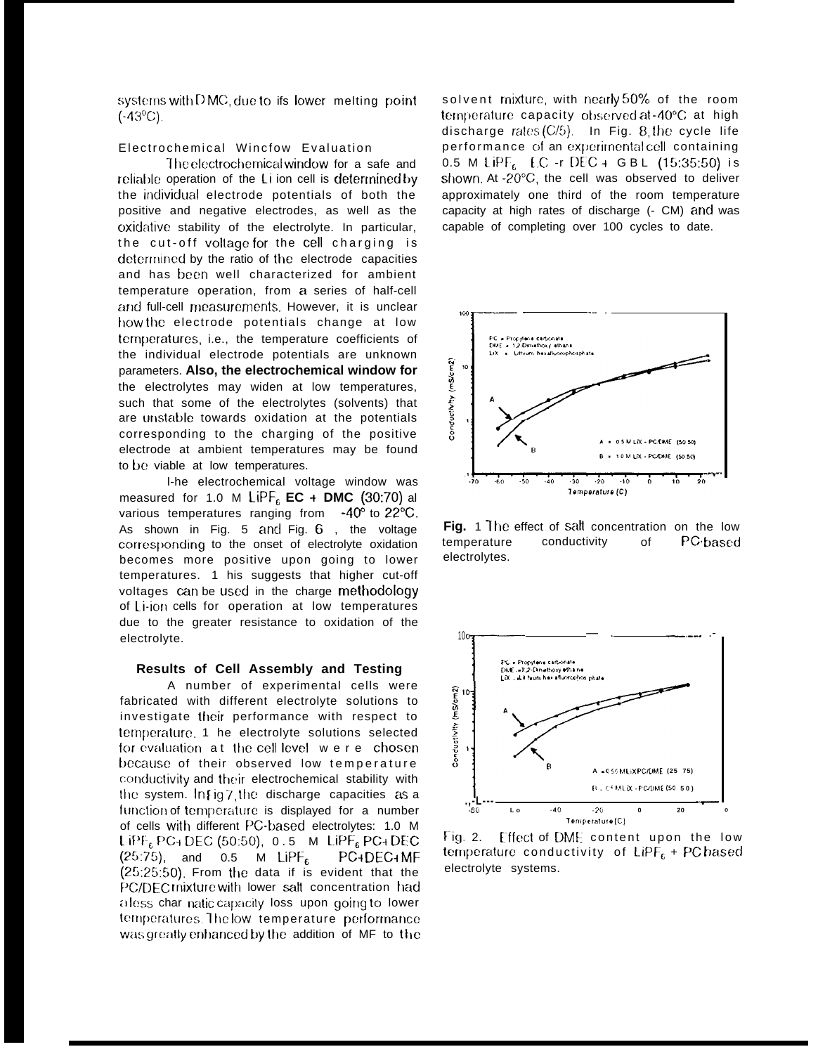systems with DMC, due to ifs lower melting point (-43°C).

### Electrochemical Wincfow Evaluation

The electrochemical window for a safe and reliable operation of the Li ion cell is determined by the individual electrode potentials of both the positive and negative electrodes, as well as the oxidative stability of the electrolyte. In particular, the cut-off voltage for the cell charging is determined by the ratio of the electrode capacities and has been well characterized for ambient temperature operation, from a series of half-cell and full-cell measurements. However, it is unclear how the electrode potentials change at low temperatures, i.e., the temperature coefficients of the individual electrode potentials are unknown parameters. **Also, the electrochemical window for** the electrolytes may widen at low temperatures, such that some of the electrolytes (solvents) that are unstable towards oxidation at the potentials corresponding to the charging of the positive electrode at ambient temperatures may be found to be viable at low temperatures.

I-he electrochemical voltage window was measured for 1.0 M $LiPF_6$ **EC + DMC (30:70)** al various temperatures ranging from -40° to 22°C. As shown in Fig. 5 and Fig. 6 , the voltage corresponding to the onset of electrolyte oxidation becomes more positive upon going to lower temperatures. 1 his suggests that higher cut-off voltages can be used in the charge methodology of Li-ion cells for operation at low temperatures due to the greater resistance to oxidation of the electrolyte.

### Results of Cell Assembly and Testing

A number of experimental cells were fabricated with different electrolyte solutions to investigate their performance with respect to temperature. 1 he electrolyte solutions selected for evaluation at the cell level were chosen because of their observed low temperature conductivity and their electrochemical stability with the system. In Fig 7, the discharge capacities as a function of temperature is displayed for a number of cells with different PC-based electrolytes: 1.0 M $LiPF_6$ PC+DEC (50:50), 0.5 M $LiPF_6$ PC+DEC (25:75), and 0.5 M $LiPF_6$ PC+DEC+MF (25:25:50). From the data if is evident that the PC/DEC mixture with lower salt concentration had a less char natic capacity loss upon going to lower temperatures. The low temperature performance was greatly enhanced by the addition of MF to the solvent mixture, with nearly 50% of the room temperature capacity observed at -40°C at high discharge rates (C/5). In Fig. 8, the cycle life performance of an experimental cell containing 0.5 M $LiPF_6$ EC -r DEC + GBL (15:35:50) is shown. At -20°C, the cell was observed to deliver approximately one third of the room temperature capacity at high rates of discharge (- CM) and was capable of completing over 100 cycles to date.

**Fig.** 1 The effect of salt concentration on the low temperature conductivity of PC-based electrolytes.

Fig. 2. Effect of DME content upon the low temperature conductivity of $LiPF_6$ + PC based electrolyte systems.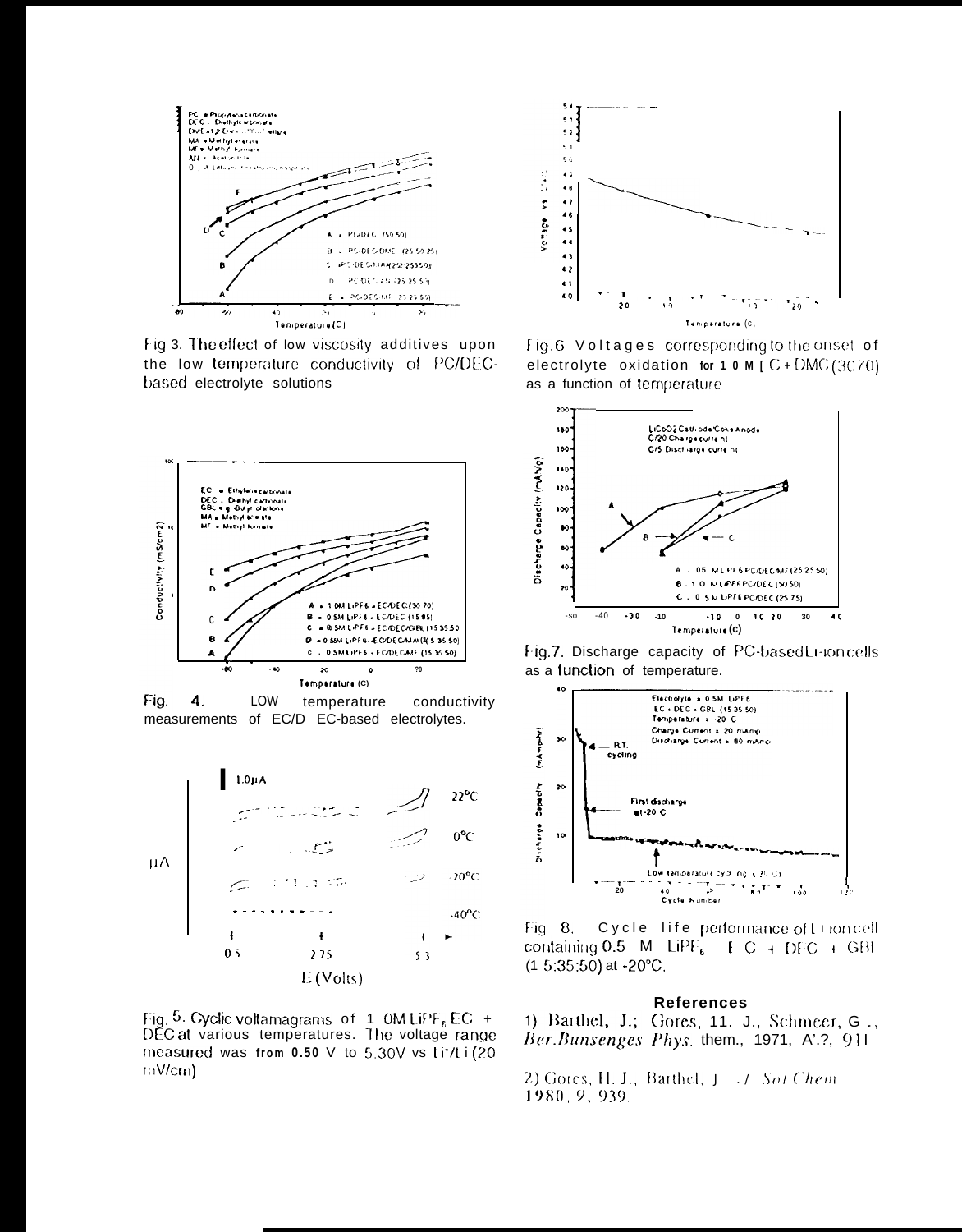PC = Propylene carbonate
DEC = Diethyl carbonate
DME = 1,2-Dimethoxyethane
MA = Methyl acetate
MF = Methyl formate
AN = Acetonitrile

E
D
C
B
A

A = PC/DEC (50:50)
B = PC/DEC/DME (25:50:25)
C = PC/DEC/MA (25:25:50)
D = PC/DEC/AN (25:25:50)
E = PC/DEC/MF (25:25:50)

Temperature (C)

Fig 3. The effect of low viscosity additives upon the low temperature conductivity of PC/DEC-based electrolyte solutions

EC = Ethylene carbonate
DEC = Diethyl carbonate
GBL = g-Butyrolactone
MA = Methyl acetate
MF = Methyl formate

Conductivity (mS/cm2)

E
D
C
B
A

A = 1.0M LiPF6 + EC/DEC (30:70)
B = 0.5M LiPF6 + EC/DEC (15:85)
C = 0.5M LiPF6 + EC/DEC/GBL (15:35:50)
D = 0.55M LiPF6 + EC/DEC/MA (15:35:50)
E = 0.5M LiPF6 + EC/DEC/MF (15:35:50)

Temperature (C)

Fig. 4. LOW temperature conductivity measurements of EC/D EC-based electrolytes.

1.0μA

22°C
0°C
-20°C
-40°C

μA

0.5
2.75
5.3

E (Volts)

Fig. 5. Cyclic voltamagrams of 1.0M $LiPF_6$ EC + DEC at various temperatures. The voltage range measured was from 0.50 V to 5.30V vs $Li^+/Li$ (20 mV/cm)

Voltage vs Li+/Li

Temperature (C)

Fig. 6 Voltages corresponding to the onset of electrolyte oxidation for 1.0 M [C + DMC (30/70) as a function of temperature

LiCoO2 Cathode/Coke Anode
C/20 Charge current
C/5 Discharge current

Discharge Capacity (mAh/g)

A
B
C

A = 0.5 M LiPF6 PC/DEC/MF (25:25:50)
B = 1.0 M LiPF6 PC/DEC (50:50)
C = 0.5 M LiPF6 PC/DEC (25:75)

Temperature (C)

Fig. 7. Discharge capacity of PC-based Li-ion cells as a function of temperature.

Electrolyte = 0.5M LiPF6
EC + DEC + GBL (15:35:50)
Temperature = -20 C
Charge Current = 20 mAmp
Discharge Current = 80 mAmp

R.T. cycling

First discharge at -20 C

Low temperature cycling (-20 C)

Discharge Capacity (mAmp-hr)

Cycle Number

Fig 8. Cycle life performance of Li ion cell containing 0.5 M $LiPF_6$ EC + DEC + GBL (1 5:35:50) at -20°C.

## References

1) Barthel, J.; Gores, H. J., Schmeer, G., *Ber. Bunsenges Phys.* them., 1971, A'.?, 911

2) Gores, H. J., Barthel, J. *J. Sol Chem* 1980, 9, 939.